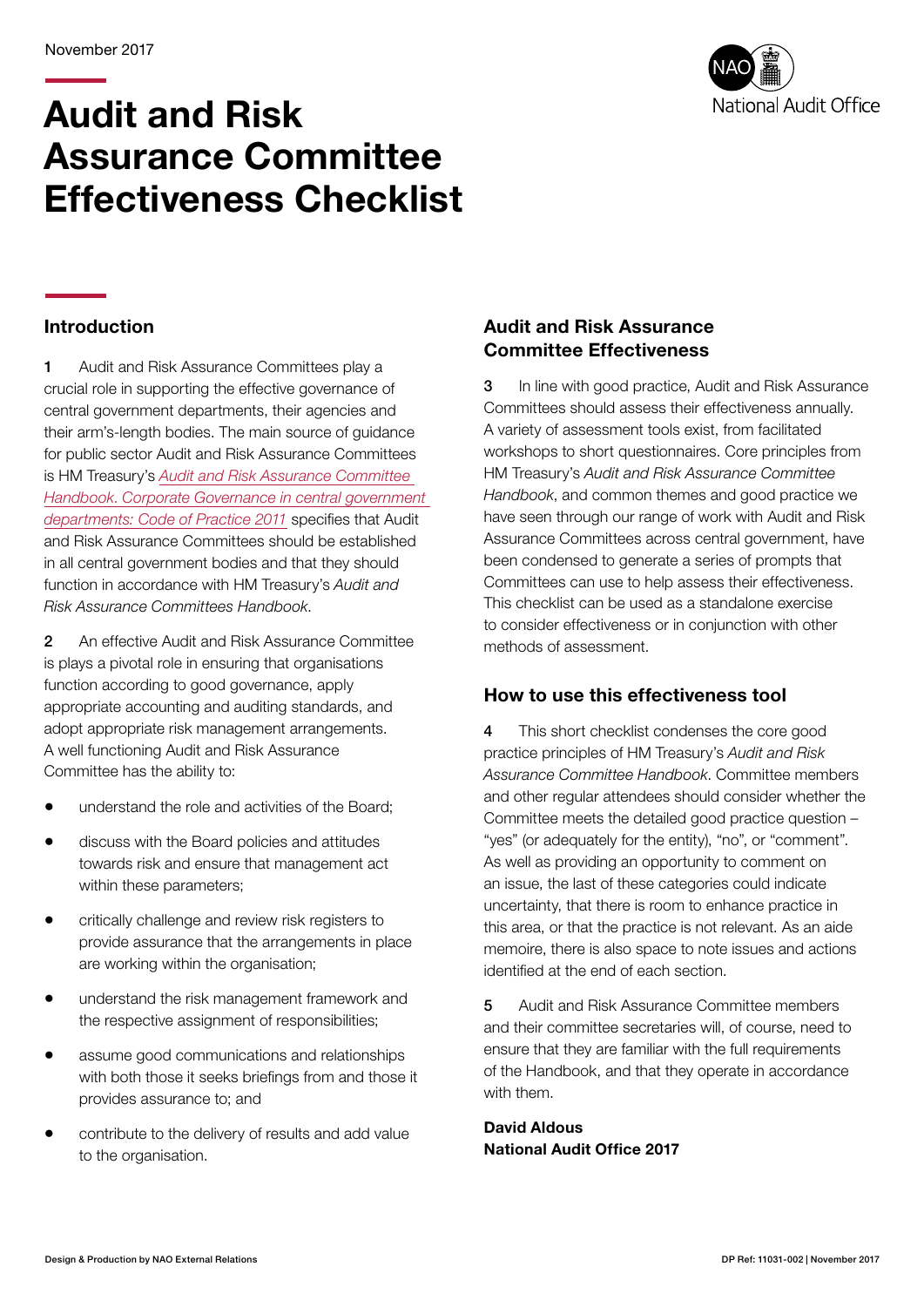November 2017

# Audit and Risk Assurance Committee Effectiveness Checklist

## Introduction

**1** Audit and Risk Assurance Committees play a crucial role in supporting the effective governance of central government departments, their agencies and their arm's-length bodies. The main source of guidance for public sector Audit and Risk Assurance Committees is HM Treasury's *Audit and Risk Assurance Committee Handbook*. *Corporate Governance in central government departments: Code of Practice 2011* specifies that Audit and Risk Assurance Committees should be established in all central government bodies and that they should function in accordance with HM Treasury's *Audit and Risk Assurance Committees Handbook*.

**2** An effective Audit and Risk Assurance Committee is plays a pivotal role in ensuring that organisations function according to good governance, apply appropriate accounting and auditing standards, and adopt appropriate risk management arrangements. A well functioning Audit and Risk Assurance Committee has the ability to:

- understand the role and activities of the Board;
- discuss with the Board policies and attitudes towards risk and ensure that management act within these parameters;
- critically challenge and review risk registers to provide assurance that the arrangements in place are working within the organisation;
- understand the risk management framework and the respective assignment of responsibilities;
- assume good communications and relationships with both those it seeks briefings from and those it provides assurance to; and
- contribute to the delivery of results and add value to the organisation.

## Audit and Risk Assurance Committee Effectiveness

**3** In line with good practice, Audit and Risk Assurance Committees should assess their effectiveness annually. A variety of assessment tools exist, from facilitated workshops to short questionnaires. Core principles from HM Treasury's *Audit and Risk Assurance Committee Handbook*, and common themes and good practice we have seen through our range of work with Audit and Risk Assurance Committees across central government, have been condensed to generate a series of prompts that Committees can use to help assess their effectiveness. This checklist can be used as a standalone exercise to consider effectiveness or in conjunction with other methods of assessment.

## How to use this effectiveness tool

**4** This short checklist condenses the core good practice principles of HM Treasury's *Audit and Risk Assurance Committee Handbook*. Committee members and other regular attendees should consider whether the Committee meets the detailed good practice question – "yes" (or adequately for the entity), "no", or "comment". As well as providing an opportunity to comment on an issue, the last of these categories could indicate uncertainty, that there is room to enhance practice in this area, or that the practice is not relevant. As an aide memoire, there is also space to note issues and actions identified at the end of each section.

**5** Audit and Risk Assurance Committee members and their committee secretaries will, of course, need to ensure that they are familiar with the full requirements of the Handbook, and that they operate in accordance with them.

**David Aldous**
**National Audit Office 2017**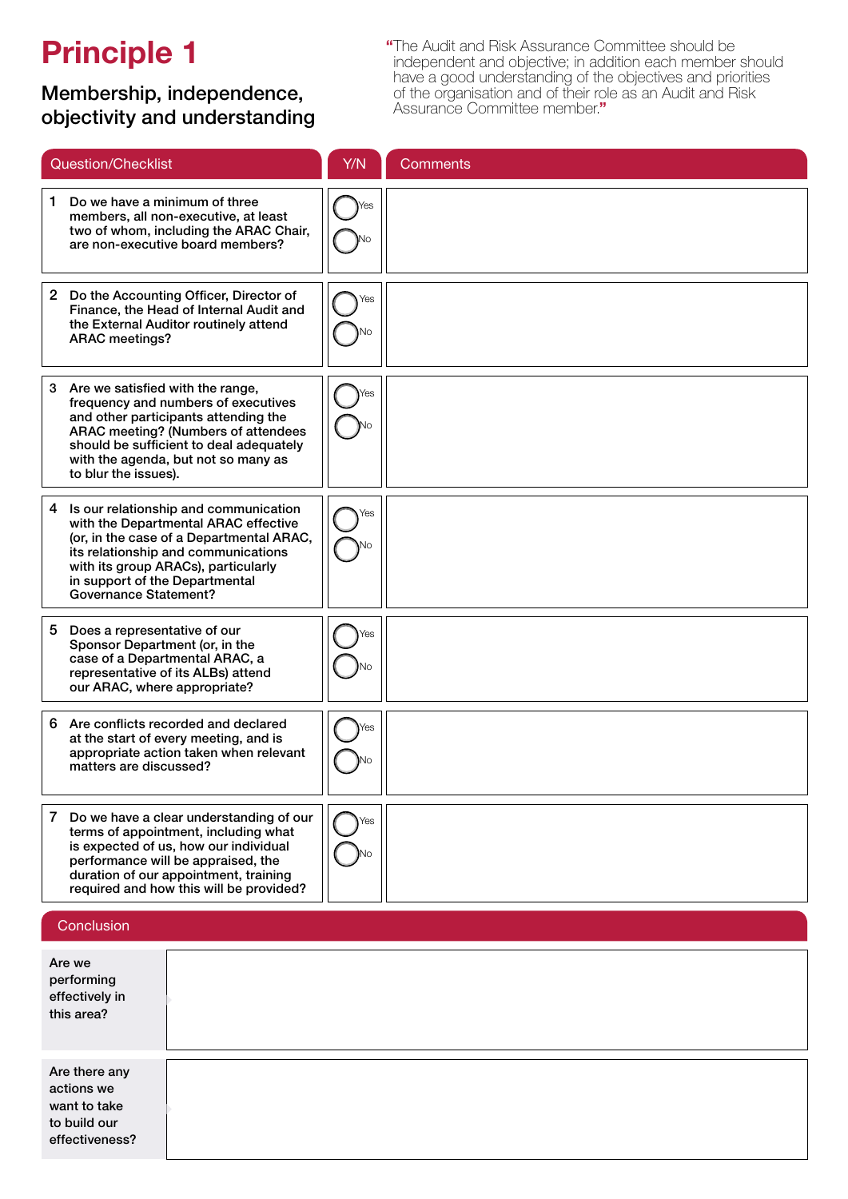# Principle 1

## Membership, independence, objectivity and understanding

> "The Audit and Risk Assurance Committee should be independent and objective; in addition each member should have a good understanding of the objectives and priorities of the organisation and of their role as an Audit and Risk Assurance Committee member."

| Question/Checklist | Y/N | Comments |
|---|---|---|
| 1 Do we have a minimum of three members, all non-executive, at least two of whom, including the ARAC Chair, are non-executive board members? | Yes / No | |
| 2 Do the Accounting Officer, Director of Finance, the Head of Internal Audit and the External Auditor routinely attend ARAC meetings? | Yes / No | |
| 3 Are we satisfied with the range, frequency and numbers of executives and other participants attending the ARAC meeting? (Numbers of attendees should be sufficient to deal adequately with the agenda, but not so many as to blur the issues). | Yes / No | |
| 4 Is our relationship and communication with the Departmental ARAC effective (or, in the case of a Departmental ARAC, its relationship and communications with its group ARACs), particularly in support of the Departmental Governance Statement? | Yes / No | |
| 5 Does a representative of our Sponsor Department (or, in the case of a Departmental ARAC, a representative of its ALBs) attend our ARAC, where appropriate? | Yes / No | |
| 6 Are conflicts recorded and declared at the start of every meeting, and is appropriate action taken when relevant matters are discussed? | Yes / No | |
| 7 Do we have a clear understanding of our terms of appointment, including what is expected of us, how our individual performance will be appraised, the duration of our appointment, training required and how this will be provided? | Yes / No | |

### Conclusion

| | |
|---|---|
| Are we performing effectively in this area? | |
| Are there any actions we want to take to build our effectiveness? | |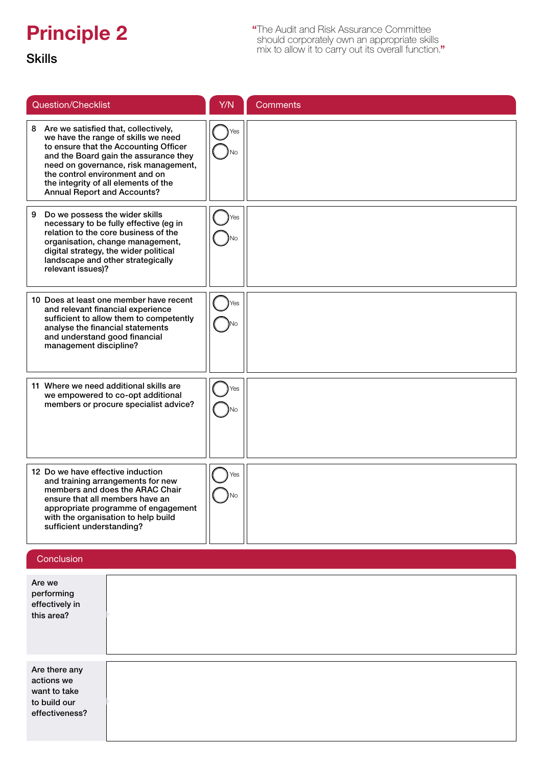# Principle 2

## Skills

“The Audit and Risk Assurance Committee should corporately own an appropriate skills mix to allow it to carry out its overall function.”

| Question/Checklist | Y/N | Comments |
|---|---|---|
| 8 Are we satisfied that, collectively, we have the range of skills we need to ensure that the Accounting Officer and the Board gain the assurance they need on governance, risk management, the control environment and on the integrity of all elements of the Annual Report and Accounts? | Yes / No | |
| 9 Do we possess the wider skills necessary to be fully effective (eg in relation to the core business of the organisation, change management, digital strategy, the wider political landscape and other strategically relevant issues)? | Yes / No | |
| 10 Does at least one member have recent and relevant financial experience sufficient to allow them to competently analyse the financial statements and understand good financial management discipline? | Yes / No | |
| 11 Where we need additional skills are we empowered to co-opt additional members or procure specialist advice? | Yes / No | |
| 12 Do we have effective induction and training arrangements for new members and does the ARAC Chair ensure that all members have an appropriate programme of engagement with the organisation to help build sufficient understanding? | Yes / No | |

### Conclusion

| | |
|---|---|
| Are we performing effectively in this area? | |
| Are there any actions we want to take to build our effectiveness? | |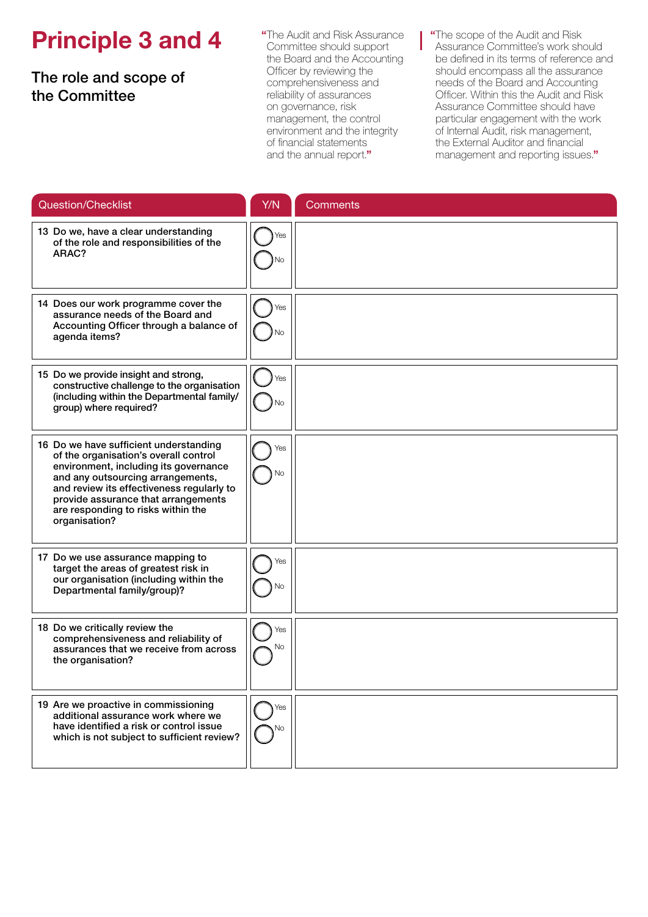# Principle 3 and 4

## The role and scope of the Committee

"The Audit and Risk Assurance Committee should support the Board and the Accounting Officer by reviewing the comprehensiveness and reliability of assurances on governance, risk management, the control environment and the integrity of financial statements and the annual report."

"The scope of the Audit and Risk Assurance Committee's work should be defined in its terms of reference and should encompass all the assurance needs of the Board and Accounting Officer. Within this the Audit and Risk Assurance Committee should have particular engagement with the work of Internal Audit, risk management, the External Auditor and financial management and reporting issues."

| Question/Checklist | Y/N | Comments |
|---|---|---|
| 13 Do we, have a clear understanding of the role and responsibilities of the ARAC? | Yes / No | |
| 14 Does our work programme cover the assurance needs of the Board and Accounting Officer through a balance of agenda items? | Yes / No | |
| 15 Do we provide insight and strong, constructive challenge to the organisation (including within the Departmental family/group) where required? | Yes / No | |
| 16 Do we have sufficient understanding of the organisation's overall control environment, including its governance and any outsourcing arrangements, and review its effectiveness regularly to provide assurance that arrangements are responding to risks within the organisation? | Yes / No | |
| 17 Do we use assurance mapping to target the areas of greatest risk in our organisation (including within the Departmental family/group)? | Yes / No | |
| 18 Do we critically review the comprehensiveness and reliability of assurances that we receive from across the organisation? | Yes / No | |
| 19 Are we proactive in commissioning additional assurance work where we have identified a risk or control issue which is not subject to sufficient review? | Yes / No | |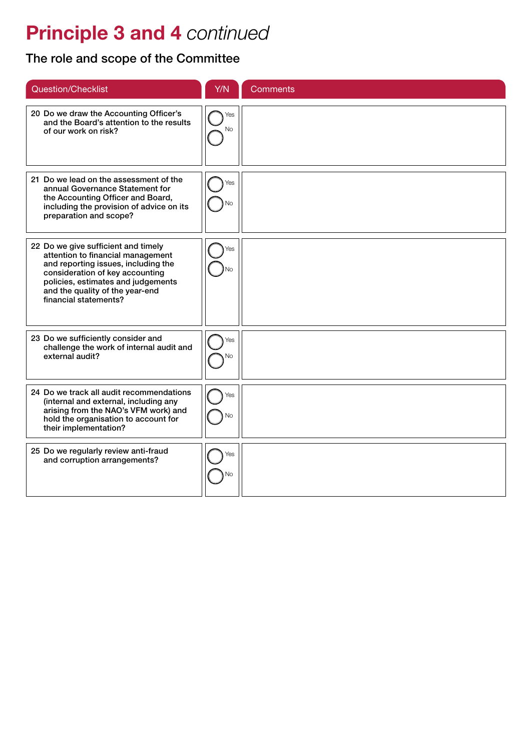# Principle 3 and 4 *continued*

## The role and scope of the Committee

| Question/Checklist | Y/N | Comments |
|---|---|---|
| 20 Do we draw the Accounting Officer's and the Board's attention to the results of our work on risk? | Yes / No | |
| 21 Do we lead on the assessment of the annual Governance Statement for the Accounting Officer and Board, including the provision of advice on its preparation and scope? | Yes / No | |
| 22 Do we give sufficient and timely attention to financial management and reporting issues, including the consideration of key accounting policies, estimates and judgements and the quality of the year-end financial statements? | Yes / No | |
| 23 Do we sufficiently consider and challenge the work of internal audit and external audit? | Yes / No | |
| 24 Do we track all audit recommendations (internal and external, including any arising from the NAO's VFM work) and hold the organisation to account for their implementation? | Yes / No | |
| 25 Do we regularly review anti-fraud and corruption arrangements? | Yes / No | |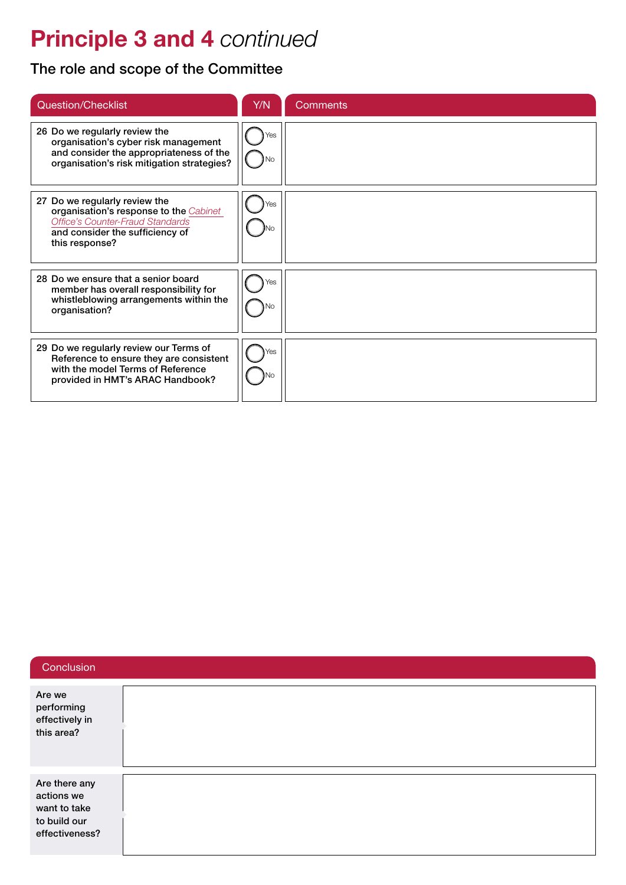# Principle 3 and 4 *continued*

## The role and scope of the Committee

| Question/Checklist | Y/N | Comments |
|---|---|---|
| 26 Do we regularly review the organisation's cyber risk management and consider the appropriateness of the organisation's risk mitigation strategies? | Yes / No | |
| 27 Do we regularly review the organisation's response to the *Cabinet Office's Counter-Fraud Standards* and consider the sufficiency of this response? | Yes / No | |
| 28 Do we ensure that a senior board member has overall responsibility for whistleblowing arrangements within the organisation? | Yes / No | |
| 29 Do we regularly review our Terms of Reference to ensure they are consistent with the model Terms of Reference provided in HMT's ARAC Handbook? | Yes / No | |

| Conclusion | |
|---|---|
| Are we performing effectively in this area? | |
| Are there any actions we want to take to build our effectiveness? | |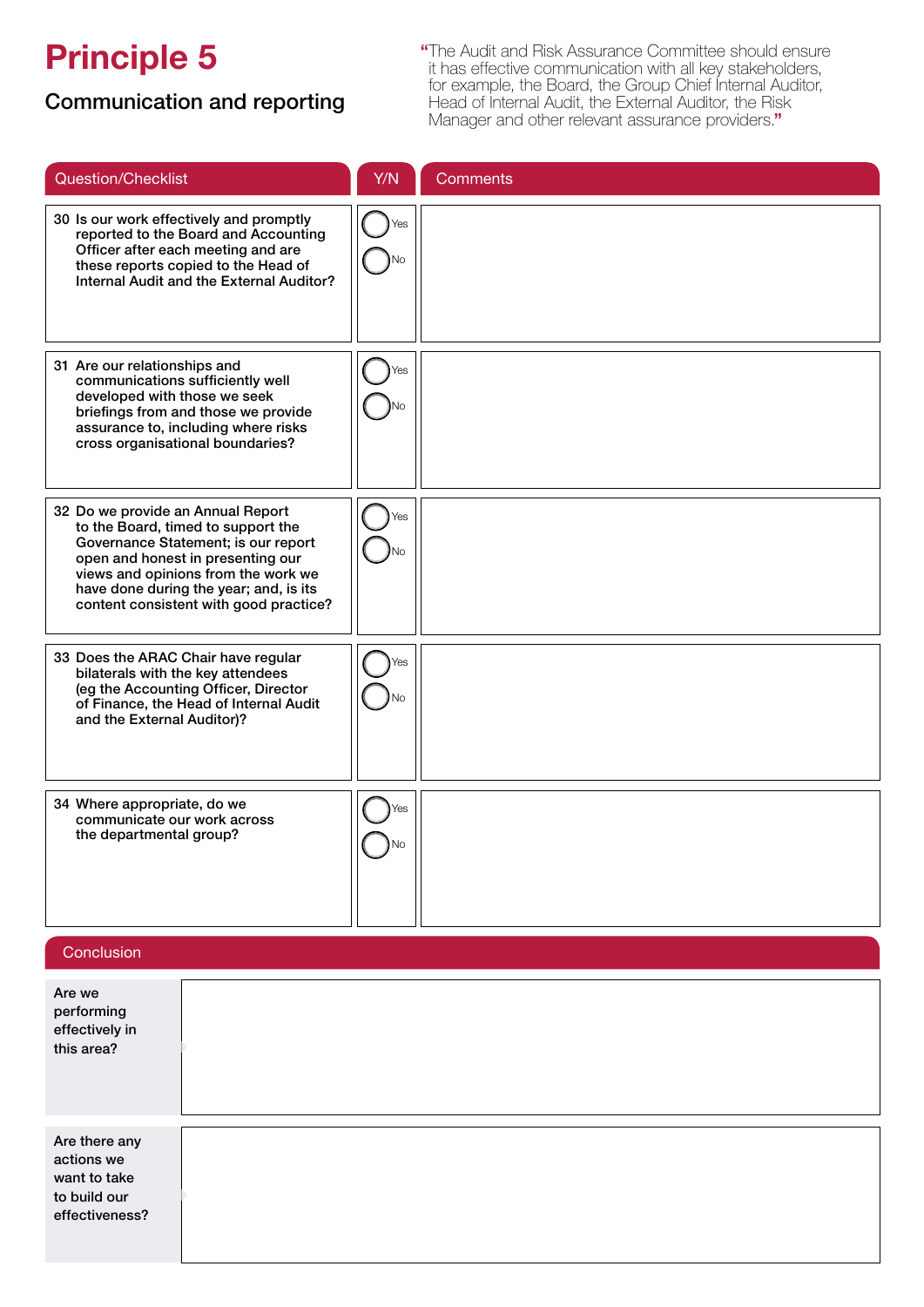# Principle 5

## Communication and reporting

"The Audit and Risk Assurance Committee should ensure it has effective communication with all key stakeholders, for example, the Board, the Group Chief Internal Auditor, Head of Internal Audit, the External Auditor, the Risk Manager and other relevant assurance providers."

| Question/Checklist | Y/N | Comments |
|---|---|---|
| **30 Is our work effectively and promptly reported to the Board and Accounting Officer after each meeting and are these reports copied to the Head of Internal Audit and the External Auditor?** | ◯ Yes ◯ No | |
| **31 Are our relationships and communications sufficiently well developed with those we seek briefings from and those we provide assurance to, including where risks cross organisational boundaries?** | ◯ Yes ◯ No | |
| **32 Do we provide an Annual Report to the Board, timed to support the Governance Statement; is our report open and honest in presenting our views and opinions from the work we have done during the year; and, is its content consistent with good practice?** | ◯ Yes ◯ No | |
| **33 Does the ARAC Chair have regular bilaterals with the key attendees (eg the Accounting Officer, Director of Finance, the Head of Internal Audit and the External Auditor)?** | ◯ Yes ◯ No | |
| **34 Where appropriate, do we communicate our work across the departmental group?** | ◯ Yes ◯ No | |

## Conclusion

| | |
|---|---|
| Are we performing effectively in this area? | |
| Are there any actions we want to take to build our effectiveness? | |